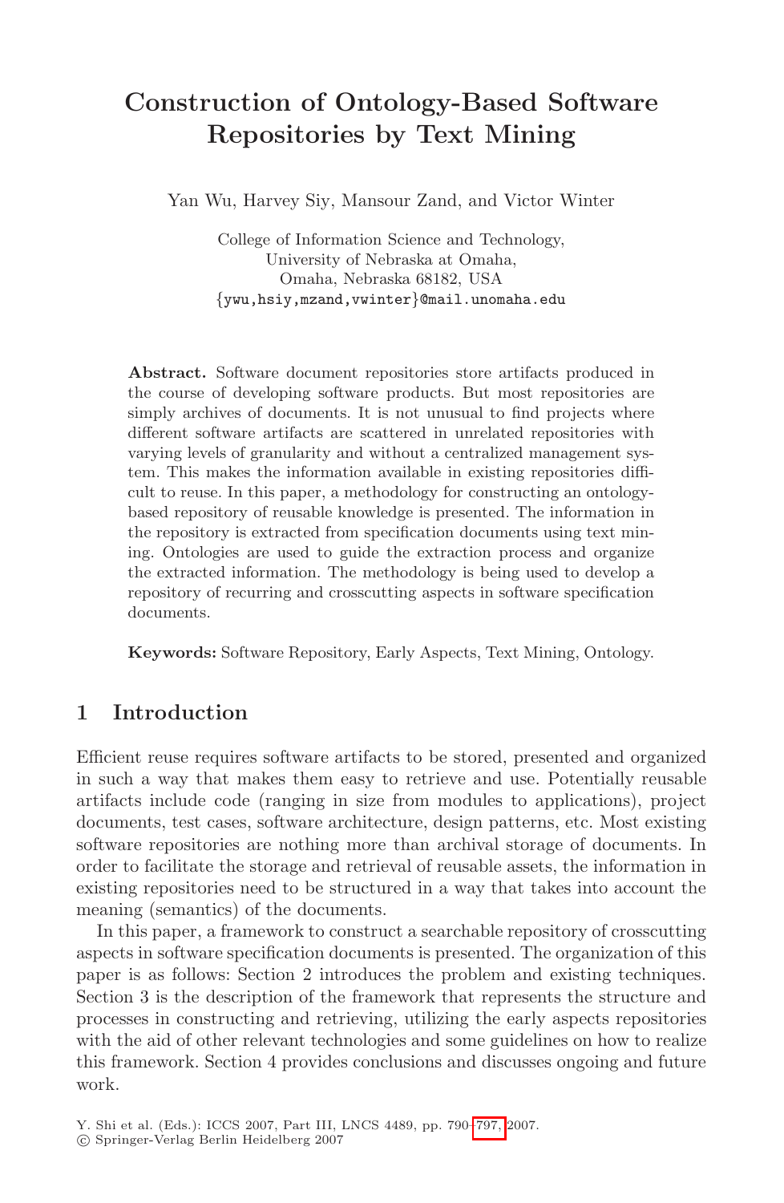# Construction of Ontology-Based Software Repositories by Text Mining

Yan Wu, Harvey Siy, Mansour Zand, and Victor Winter

College of Information Science and Technology,
University of Nebraska at Omaha,
Omaha, Nebraska 68182, USA
{ywu,hsiy,mzand,vwinter}@mail.unomaha.edu

**Abstract.** Software document repositories store artifacts produced in the course of developing software products. But most repositories are simply archives of documents. It is not unusual to find projects where different software artifacts are scattered in unrelated repositories with varying levels of granularity and without a centralized management system. This makes the information available in existing repositories difficult to reuse. In this paper, a methodology for constructing an ontology-based repository of reusable knowledge is presented. The information in the repository is extracted from specification documents using text mining. Ontologies are used to guide the extraction process and organize the extracted information. The methodology is being used to develop a repository of recurring and crosscutting aspects in software specification documents.

**Keywords:** Software Repository, Early Aspects, Text Mining, Ontology.

## 1 Introduction

Efficient reuse requires software artifacts to be stored, presented and organized in such a way that makes them easy to retrieve and use. Potentially reusable artifacts include code (ranging in size from modules to applications), project documents, test cases, software architecture, design patterns, etc. Most existing software repositories are nothing more than archival storage of documents. In order to facilitate the storage and retrieval of reusable assets, the information in existing repositories need to be structured in a way that takes into account the meaning (semantics) of the documents.

In this paper, a framework to construct a searchable repository of crosscutting aspects in software specification documents is presented. The organization of this paper is as follows: Section 2 introduces the problem and existing techniques. Section 3 is the description of the framework that represents the structure and processes in constructing and retrieving, utilizing the early aspects repositories with the aid of other relevant technologies and some guidelines on how to realize this framework. Section 4 provides conclusions and discusses ongoing and future work.

Y. Shi et al. (Eds.): ICCS 2007, Part III, LNCS 4489, pp. 790–797, 2007.
© Springer-Verlag Berlin Heidelberg 2007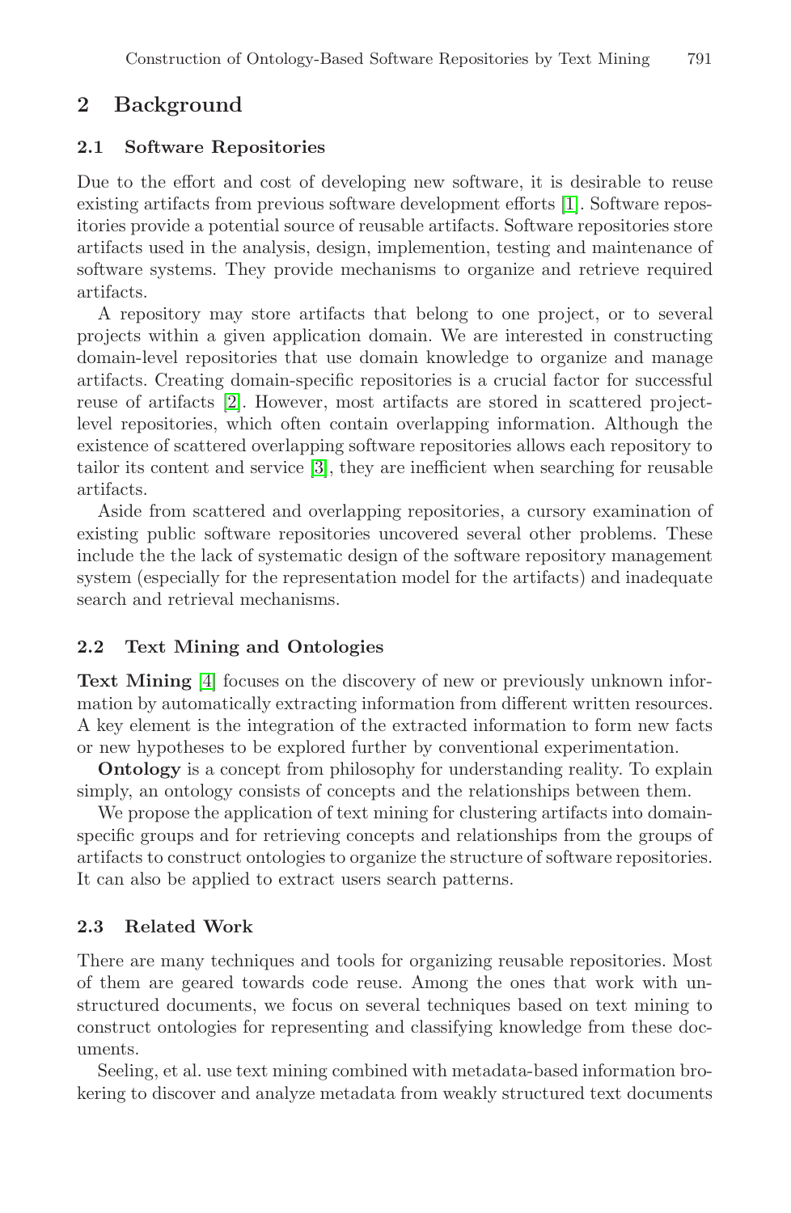## 2 Background

### 2.1 Software Repositories

Due to the effort and cost of developing new software, it is desirable to reuse existing artifacts from previous software development efforts [1]. Software repositories provide a potential source of reusable artifacts. Software repositories store artifacts used in the analysis, design, implemention, testing and maintenance of software systems. They provide mechanisms to organize and retrieve required artifacts.

A repository may store artifacts that belong to one project, or to several projects within a given application domain. We are interested in constructing domain-level repositories that use domain knowledge to organize and manage artifacts. Creating domain-specific repositories is a crucial factor for successful reuse of artifacts [2]. However, most artifacts are stored in scattered project-level repositories, which often contain overlapping information. Although the existence of scattered overlapping software repositories allows each repository to tailor its content and service [3], they are inefficient when searching for reusable artifacts.

Aside from scattered and overlapping repositories, a cursory examination of existing public software repositories uncovered several other problems. These include the the lack of systematic design of the software repository management system (especially for the representation model for the artifacts) and inadequate search and retrieval mechanisms.

### 2.2 Text Mining and Ontologies

**Text Mining** [4] focuses on the discovery of new or previously unknown information by automatically extracting information from different written resources. A key element is the integration of the extracted information to form new facts or new hypotheses to be explored further by conventional experimentation.

**Ontology** is a concept from philosophy for understanding reality. To explain simply, an ontology consists of concepts and the relationships between them.

We propose the application of text mining for clustering artifacts into domain-specific groups and for retrieving concepts and relationships from the groups of artifacts to construct ontologies to organize the structure of software repositories. It can also be applied to extract users search patterns.

### 2.3 Related Work

There are many techniques and tools for organizing reusable repositories. Most of them are geared towards code reuse. Among the ones that work with unstructured documents, we focus on several techniques based on text mining to construct ontologies for representing and classifying knowledge from these documents.

Seeling, et al. use text mining combined with metadata-based information brokering to discover and analyze metadata from weakly structured text documents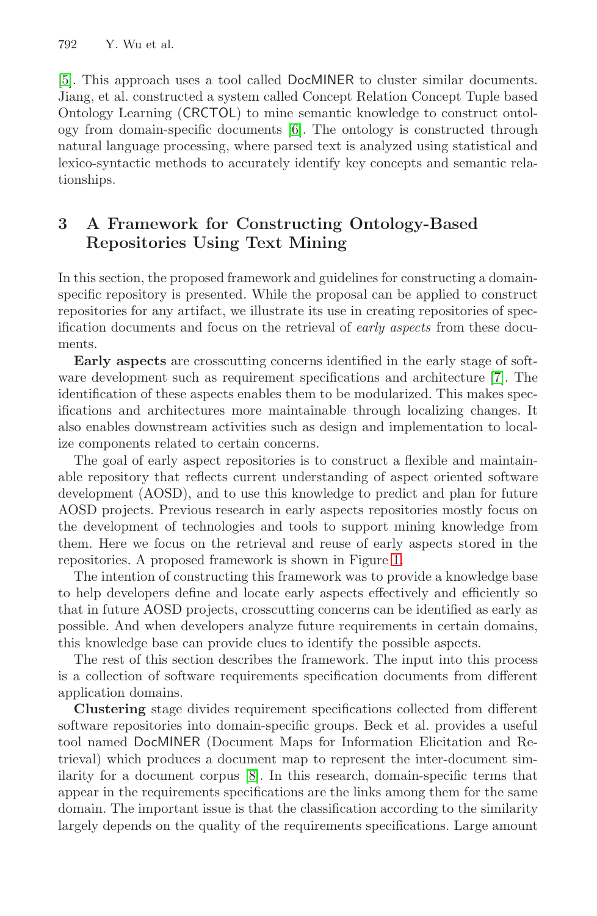[5]. This approach uses a tool called DocMINER to cluster similar documents. Jiang, et al. constructed a system called Concept Relation Concept Tuple based Ontology Learning (CRCTOL) to mine semantic knowledge to construct ontology from domain-specific documents [6]. The ontology is constructed through natural language processing, where parsed text is analyzed using statistical and lexico-syntactic methods to accurately identify key concepts and semantic relationships.

## 3 A Framework for Constructing Ontology-Based Repositories Using Text Mining

In this section, the proposed framework and guidelines for constructing a domain-specific repository is presented. While the proposal can be applied to construct repositories for any artifact, we illustrate its use in creating repositories of specification documents and focus on the retrieval of *early aspects* from these documents.

**Early aspects** are crosscutting concerns identified in the early stage of software development such as requirement specifications and architecture [7]. The identification of these aspects enables them to be modularized. This makes specifications and architectures more maintainable through localizing changes. It also enables downstream activities such as design and implementation to localize components related to certain concerns.

The goal of early aspect repositories is to construct a flexible and maintainable repository that reflects current understanding of aspect oriented software development (AOSD), and to use this knowledge to predict and plan for future AOSD projects. Previous research in early aspects repositories mostly focus on the development of technologies and tools to support mining knowledge from them. Here we focus on the retrieval and reuse of early aspects stored in the repositories. A proposed framework is shown in Figure 1.

The intention of constructing this framework was to provide a knowledge base to help developers define and locate early aspects effectively and efficiently so that in future AOSD projects, crosscutting concerns can be identified as early as possible. And when developers analyze future requirements in certain domains, this knowledge base can provide clues to identify the possible aspects.

The rest of this section describes the framework. The input into this process is a collection of software requirements specification documents from different application domains.

**Clustering** stage divides requirement specifications collected from different software repositories into domain-specific groups. Beck et al. provides a useful tool named DocMINER (Document Maps for Information Elicitation and Retrieval) which produces a document map to represent the inter-document similarity for a document corpus [8]. In this research, domain-specific terms that appear in the requirements specifications are the links among them for the same domain. The important issue is that the classification according to the similarity largely depends on the quality of the requirements specifications. Large amount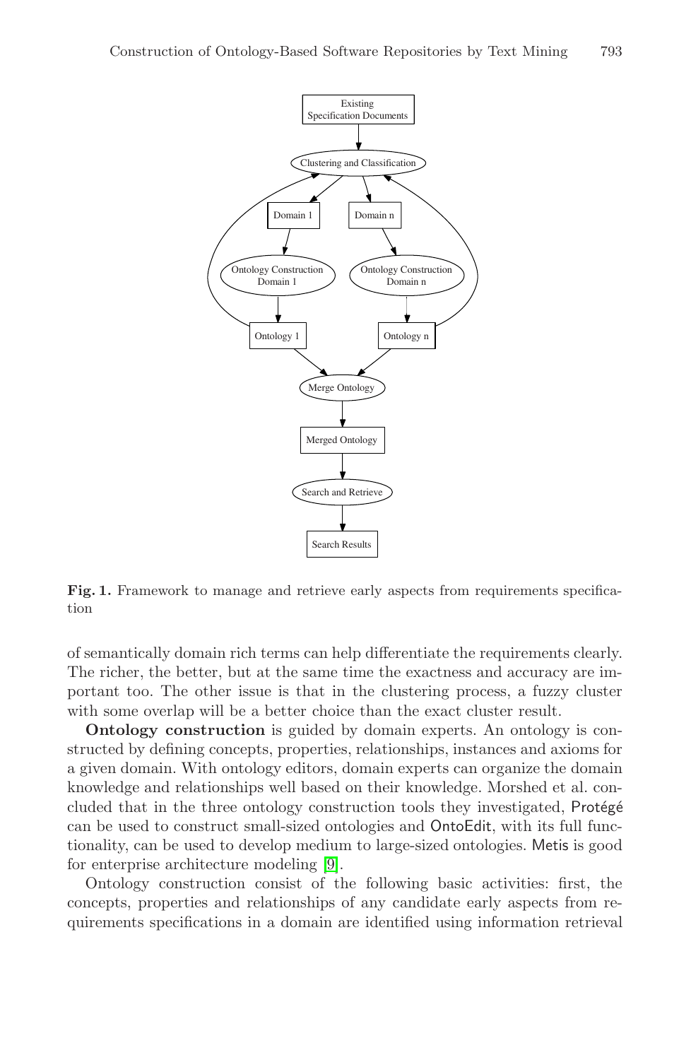**Fig. 1.** Framework to manage and retrieve early aspects from requirements specification

of semantically domain rich terms can help differentiate the requirements clearly. The richer, the better, but at the same time the exactness and accuracy are important too. The other issue is that in the clustering process, a fuzzy cluster with some overlap will be a better choice than the exact cluster result.

**Ontology construction** is guided by domain experts. An ontology is constructed by defining concepts, properties, relationships, instances and axioms for a given domain. With ontology editors, domain experts can organize the domain knowledge and relationships well based on their knowledge. Morshed et al. concluded that in the three ontology construction tools they investigated, Protégé can be used to construct small-sized ontologies and OntoEdit, with its full functionality, can be used to develop medium to large-sized ontologies. Metis is good for enterprise architecture modeling [9].

Ontology construction consist of the following basic activities: first, the concepts, properties and relationships of any candidate early aspects from requirements specifications in a domain are identified using information retrieval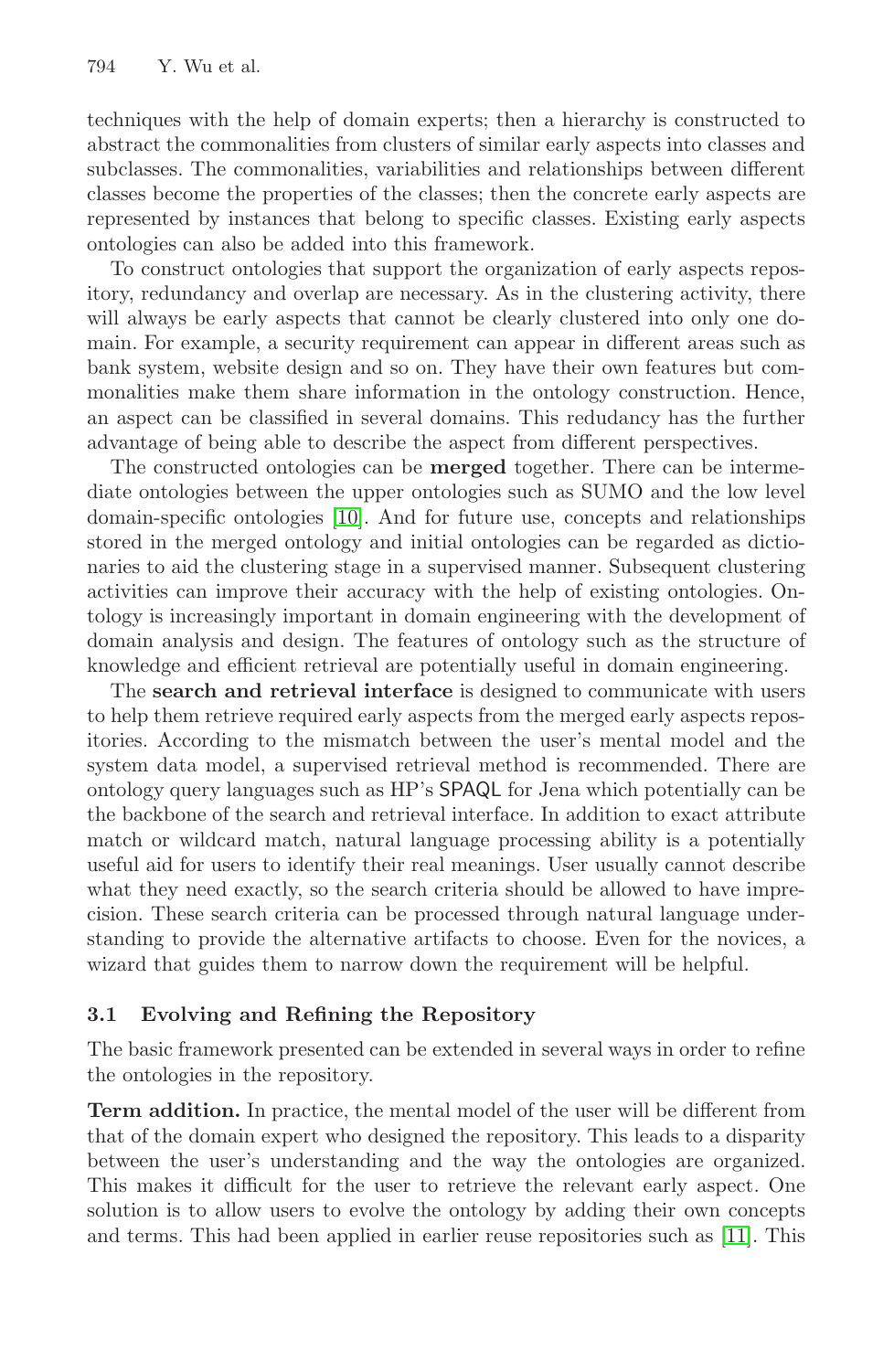techniques with the help of domain experts; then a hierarchy is constructed to abstract the commonalities from clusters of similar early aspects into classes and subclasses. The commonalities, variabilities and relationships between different classes become the properties of the classes; then the concrete early aspects are represented by instances that belong to specific classes. Existing early aspects ontologies can also be added into this framework.

To construct ontologies that support the organization of early aspects repository, redundancy and overlap are necessary. As in the clustering activity, there will always be early aspects that cannot be clearly clustered into only one domain. For example, a security requirement can appear in different areas such as bank system, website design and so on. They have their own features but commonalities make them share information in the ontology construction. Hence, an aspect can be classified in several domains. This redudancy has the further advantage of being able to describe the aspect from different perspectives.

The constructed ontologies can be **merged** together. There can be intermediate ontologies between the upper ontologies such as SUMO and the low level domain-specific ontologies [10]. And for future use, concepts and relationships stored in the merged ontology and initial ontologies can be regarded as dictionaries to aid the clustering stage in a supervised manner. Subsequent clustering activities can improve their accuracy with the help of existing ontologies. Ontology is increasingly important in domain engineering with the development of domain analysis and design. The features of ontology such as the structure of knowledge and efficient retrieval are potentially useful in domain engineering.

The **search and retrieval interface** is designed to communicate with users to help them retrieve required early aspects from the merged early aspects repositories. According to the mismatch between the user's mental model and the system data model, a supervised retrieval method is recommended. There are ontology query languages such as HP's SPAQL for Jena which potentially can be the backbone of the search and retrieval interface. In addition to exact attribute match or wildcard match, natural language processing ability is a potentially useful aid for users to identify their real meanings. User usually cannot describe what they need exactly, so the search criteria should be allowed to have imprecision. These search criteria can be processed through natural language understanding to provide the alternative artifacts to choose. Even for the novices, a wizard that guides them to narrow down the requirement will be helpful.

### 3.1 Evolving and Refining the Repository

The basic framework presented can be extended in several ways in order to refine the ontologies in the repository.

**Term addition.** In practice, the mental model of the user will be different from that of the domain expert who designed the repository. This leads to a disparity between the user's understanding and the way the ontologies are organized. This makes it difficult for the user to retrieve the relevant early aspect. One solution is to allow users to evolve the ontology by adding their own concepts and terms. This had been applied in earlier reuse repositories such as [11]. This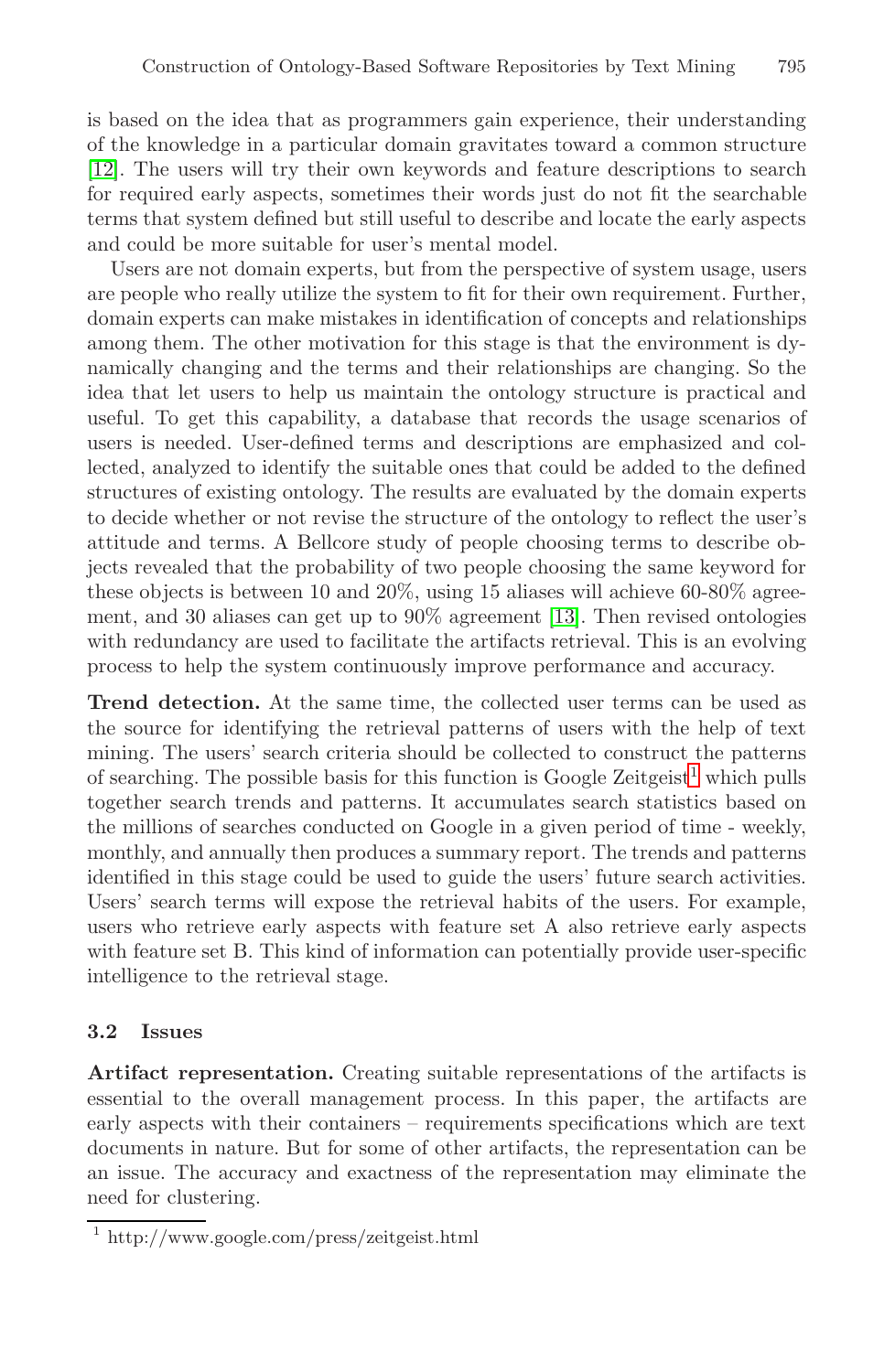is based on the idea that as programmers gain experience, their understanding of the knowledge in a particular domain gravitates toward a common structure [12]. The users will try their own keywords and feature descriptions to search for required early aspects, sometimes their words just do not fit the searchable terms that system defined but still useful to describe and locate the early aspects and could be more suitable for user's mental model.

Users are not domain experts, but from the perspective of system usage, users are people who really utilize the system to fit for their own requirement. Further, domain experts can make mistakes in identification of concepts and relationships among them. The other motivation for this stage is that the environment is dynamically changing and the terms and their relationships are changing. So the idea that let users to help us maintain the ontology structure is practical and useful. To get this capability, a database that records the usage scenarios of users is needed. User-defined terms and descriptions are emphasized and collected, analyzed to identify the suitable ones that could be added to the defined structures of existing ontology. The results are evaluated by the domain experts to decide whether or not revise the structure of the ontology to reflect the user's attitude and terms. A Bellcore study of people choosing terms to describe objects revealed that the probability of two people choosing the same keyword for these objects is between 10 and 20%, using 15 aliases will achieve 60-80% agreement, and 30 aliases can get up to 90% agreement [13]. Then revised ontologies with redundancy are used to facilitate the artifacts retrieval. This is an evolving process to help the system continuously improve performance and accuracy.

**Trend detection.** At the same time, the collected user terms can be used as the source for identifying the retrieval patterns of users with the help of text mining. The users' search criteria should be collected to construct the patterns of searching. The possible basis for this function is Google Zeitgeist[1] which pulls together search trends and patterns. It accumulates search statistics based on the millions of searches conducted on Google in a given period of time - weekly, monthly, and annually then produces a summary report. The trends and patterns identified in this stage could be used to guide the users' future search activities. Users' search terms will expose the retrieval habits of the users. For example, users who retrieve early aspects with feature set A also retrieve early aspects with feature set B. This kind of information can potentially provide user-specific intelligence to the retrieval stage.

### 3.2 Issues

**Artifact representation.** Creating suitable representations of the artifacts is essential to the overall management process. In this paper, the artifacts are early aspects with their containers – requirements specifications which are text documents in nature. But for some of other artifacts, the representation can be an issue. The accuracy and exactness of the representation may eliminate the need for clustering.

[1] http://www.google.com/press/zeitgeist.html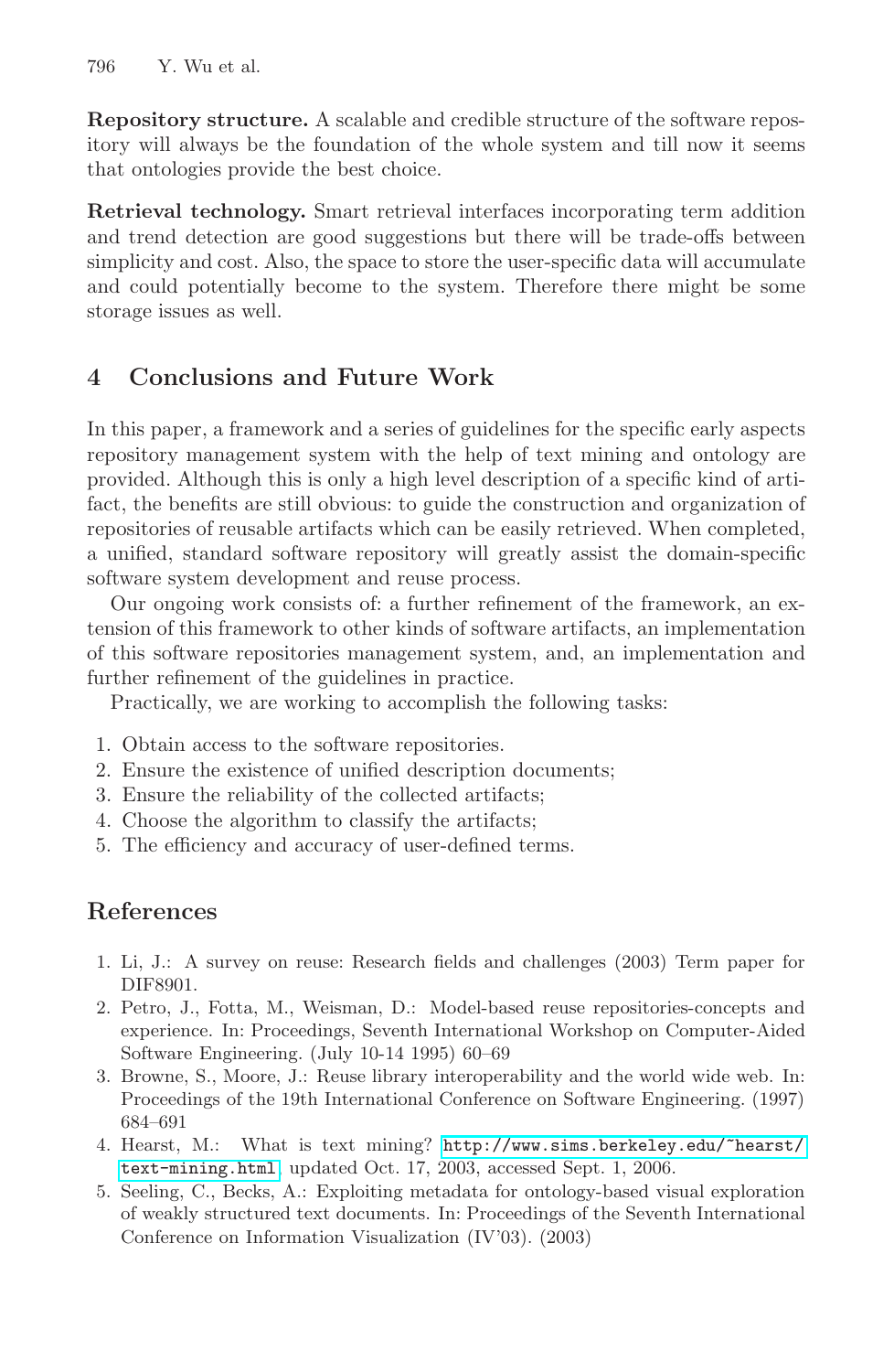**Repository structure.** A scalable and credible structure of the software repository will always be the foundation of the whole system and till now it seems that ontologies provide the best choice.

**Retrieval technology.** Smart retrieval interfaces incorporating term addition and trend detection are good suggestions but there will be trade-offs between simplicity and cost. Also, the space to store the user-specific data will accumulate and could potentially become to the system. Therefore there might be some storage issues as well.

## 4 Conclusions and Future Work

In this paper, a framework and a series of guidelines for the specific early aspects repository management system with the help of text mining and ontology are provided. Although this is only a high level description of a specific kind of artifact, the benefits are still obvious: to guide the construction and organization of repositories of reusable artifacts which can be easily retrieved. When completed, a unified, standard software repository will greatly assist the domain-specific software system development and reuse process.

Our ongoing work consists of: a further refinement of the framework, an extension of this framework to other kinds of software artifacts, an implementation of this software repositories management system, and, an implementation and further refinement of the guidelines in practice.

Practically, we are working to accomplish the following tasks:

1. Obtain access to the software repositories.
2. Ensure the existence of unified description documents;
3. Ensure the reliability of the collected artifacts;
4. Choose the algorithm to classify the artifacts;
5. The efficiency and accuracy of user-defined terms.

## References

1. Li, J.: A survey on reuse: Research fields and challenges (2003) Term paper for DIF8901.
2. Petro, J., Fotta, M., Weisman, D.: Model-based reuse repositories-concepts and experience. In: Proceedings, Seventh International Workshop on Computer-Aided Software Engineering. (July 10-14 1995) 60–69
3. Browne, S., Moore, J.: Reuse library interoperability and the world wide web. In: Proceedings of the 19th International Conference on Software Engineering. (1997) 684–691
4. Hearst, M.: What is text mining? http://www.sims.berkeley.edu/~hearst/text-mining.html, updated Oct. 17, 2003, accessed Sept. 1, 2006.
5. Seeling, C., Becks, A.: Exploiting metadata for ontology-based visual exploration of weakly structured text documents. In: Proceedings of the Seventh International Conference on Information Visualization (IV'03). (2003)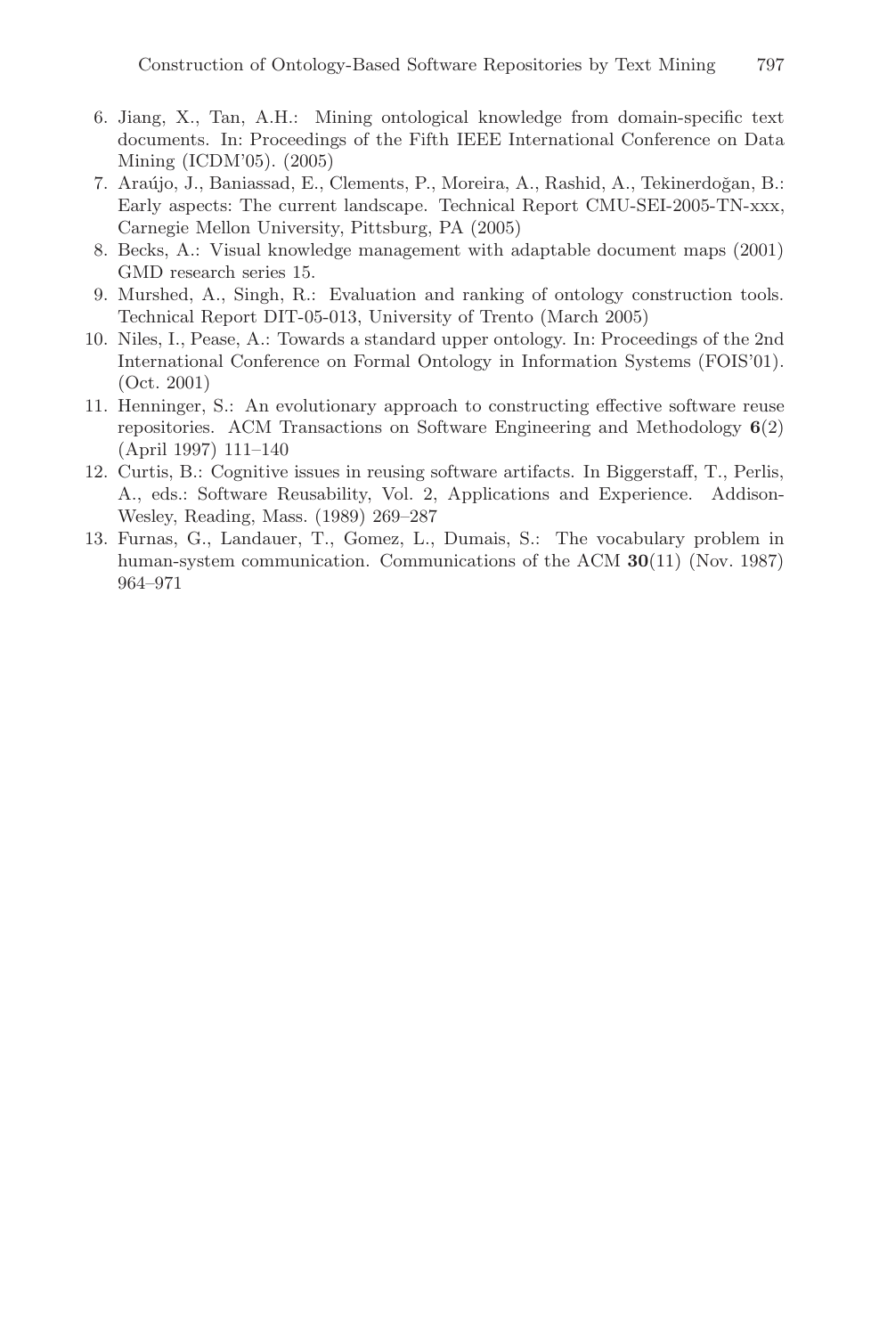6. Jiang, X., Tan, A.H.: Mining ontological knowledge from domain-specific text documents. In: Proceedings of the Fifth IEEE International Conference on Data Mining (ICDM'05). (2005)
7. Araújo, J., Baniassad, E., Clements, P., Moreira, A., Rashid, A., Tekinerdoğan, B.: Early aspects: The current landscape. Technical Report CMU-SEI-2005-TN-xxx, Carnegie Mellon University, Pittsburg, PA (2005)
8. Becks, A.: Visual knowledge management with adaptable document maps (2001) GMD research series 15.
9. Murshed, A., Singh, R.: Evaluation and ranking of ontology construction tools. Technical Report DIT-05-013, University of Trento (March 2005)
10. Niles, I., Pease, A.: Towards a standard upper ontology. In: Proceedings of the 2nd International Conference on Formal Ontology in Information Systems (FOIS'01). (Oct. 2001)
11. Henninger, S.: An evolutionary approach to constructing effective software reuse repositories. ACM Transactions on Software Engineering and Methodology **6**(2) (April 1997) 111–140
12. Curtis, B.: Cognitive issues in reusing software artifacts. In Biggerstaff, T., Perlis, A., eds.: Software Reusability, Vol. 2, Applications and Experience. Addison-Wesley, Reading, Mass. (1989) 269–287
13. Furnas, G., Landauer, T., Gomez, L., Dumais, S.: The vocabulary problem in human-system communication. Communications of the ACM **30**(11) (Nov. 1987) 964–971